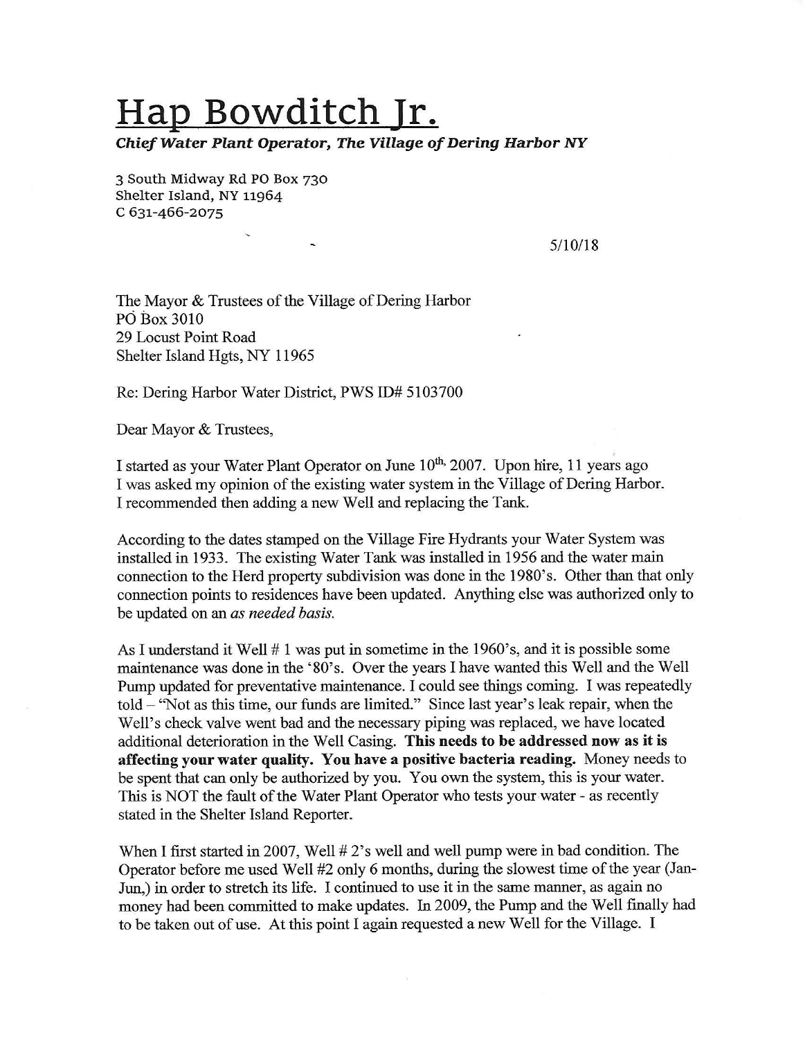# Hap Bowditch Jr.

***Chief Water Plant Operator, The Village of Dering Harbor NY***

3 South Midway Rd PO Box 730
Shelter Island, NY 11964
C 631-466-2075

5/10/18

The Mayor & Trustees of the Village of Dering Harbor
PO Box 3010
29 Locust Point Road
Shelter Island Hgts, NY 11965

Re: Dering Harbor Water District, PWS ID# 5103700

Dear Mayor & Trustees,

I started as your Water Plant Operator on June 10th, 2007. Upon hire, 11 years ago I was asked my opinion of the existing water system in the Village of Dering Harbor. I recommended then adding a new Well and replacing the Tank.

According to the dates stamped on the Village Fire Hydrants your Water System was installed in 1933. The existing Water Tank was installed in 1956 and the water main connection to the Herd property subdivision was done in the 1980's. Other than that only connection points to residences have been updated. Anything else was authorized only to be updated on an *as needed basis.*

As I understand it Well # 1 was put in sometime in the 1960's, and it is possible some maintenance was done in the '80's. Over the years I have wanted this Well and the Well Pump updated for preventative maintenance. I could see things coming. I was repeatedly told – "Not as this time, our funds are limited." Since last year's leak repair, when the Well's check valve went bad and the necessary piping was replaced, we have located additional deterioration in the Well Casing. **This needs to be addressed now as it is affecting your water quality. You have a positive bacteria reading.** Money needs to be spent that can only be authorized by you. You own the system, this is your water. This is NOT the fault of the Water Plant Operator who tests your water - as recently stated in the Shelter Island Reporter.

When I first started in 2007, Well # 2's well and well pump were in bad condition. The Operator before me used Well #2 only 6 months, during the slowest time of the year (Jan-Jun,) in order to stretch its life. I continued to use it in the same manner, as again no money had been committed to make updates. In 2009, the Pump and the Well finally had to be taken out of use. At this point I again requested a new Well for the Village. I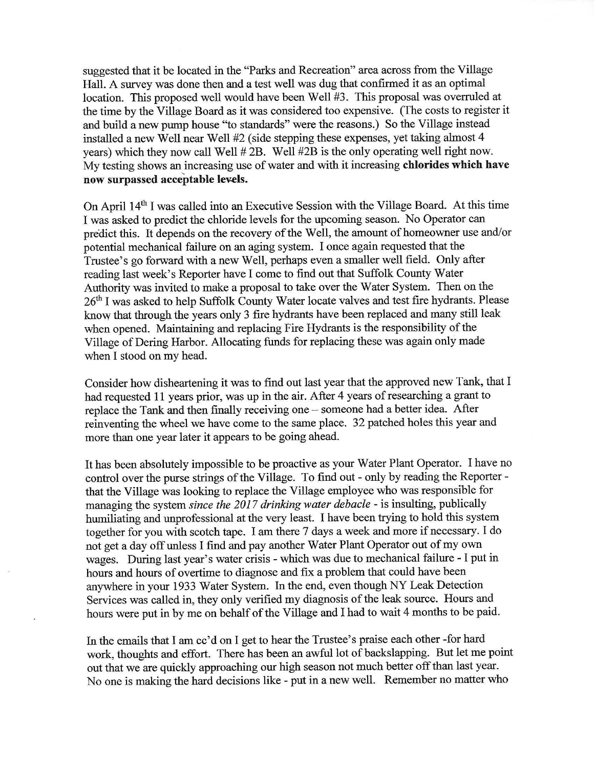suggested that it be located in the "Parks and Recreation" area across from the Village Hall. A survey was done then and a test well was dug that confirmed it as an optimal location. This proposed well would have been Well #3. This proposal was overruled at the time by the Village Board as it was considered too expensive. (The costs to register it and build a new pump house "to standards" were the reasons.) So the Village instead installed a new Well near Well #2 (side stepping these expenses, yet taking almost 4 years) which they now call Well # 2B. Well #2B is the only operating well right now. My testing shows an increasing use of water and with it increasing **chlorides which have now surpassed acceptable levels.**

On April 14th I was called into an Executive Session with the Village Board. At this time I was asked to predict the chloride levels for the upcoming season. No Operator can predict this. It depends on the recovery of the Well, the amount of homeowner use and/or potential mechanical failure on an aging system. I once again requested that the Trustee's go forward with a new Well, perhaps even a smaller well field. Only after reading last week's Reporter have I come to find out that Suffolk County Water Authority was invited to make a proposal to take over the Water System. Then on the 26th I was asked to help Suffolk County Water locate valves and test fire hydrants. Please know that through the years only 3 fire hydrants have been replaced and many still leak when opened. Maintaining and replacing Fire Hydrants is the responsibility of the Village of Dering Harbor. Allocating funds for replacing these was again only made when I stood on my head.

Consider how disheartening it was to find out last year that the approved new Tank, that I had requested 11 years prior, was up in the air. After 4 years of researching a grant to replace the Tank and then finally receiving one – someone had a better idea. After reinventing the wheel we have come to the same place. 32 patched holes this year and more than one year later it appears to be going ahead.

It has been absolutely impossible to be proactive as your Water Plant Operator. I have no control over the purse strings of the Village. To find out - only by reading the Reporter - that the Village was looking to replace the Village employee who was responsible for managing the system *since the 2017 drinking water debacle* - is insulting, publically humiliating and unprofessional at the very least. I have been trying to hold this system together for you with scotch tape. I am there 7 days a week and more if necessary. I do not get a day off unless I find and pay another Water Plant Operator out of my own wages. During last year's water crisis - which was due to mechanical failure - I put in hours and hours of overtime to diagnose and fix a problem that could have been anywhere in your 1933 Water System. In the end, even though NY Leak Detection Services was called in, they only verified my diagnosis of the leak source. Hours and hours were put in by me on behalf of the Village and I had to wait 4 months to be paid.

In the emails that I am cc'd on I get to hear the Trustee's praise each other -for hard work, thoughts and effort. There has been an awful lot of backslapping. But let me point out that we are quickly approaching our high season not much better off than last year. No one is making the hard decisions like - put in a new well. Remember no matter who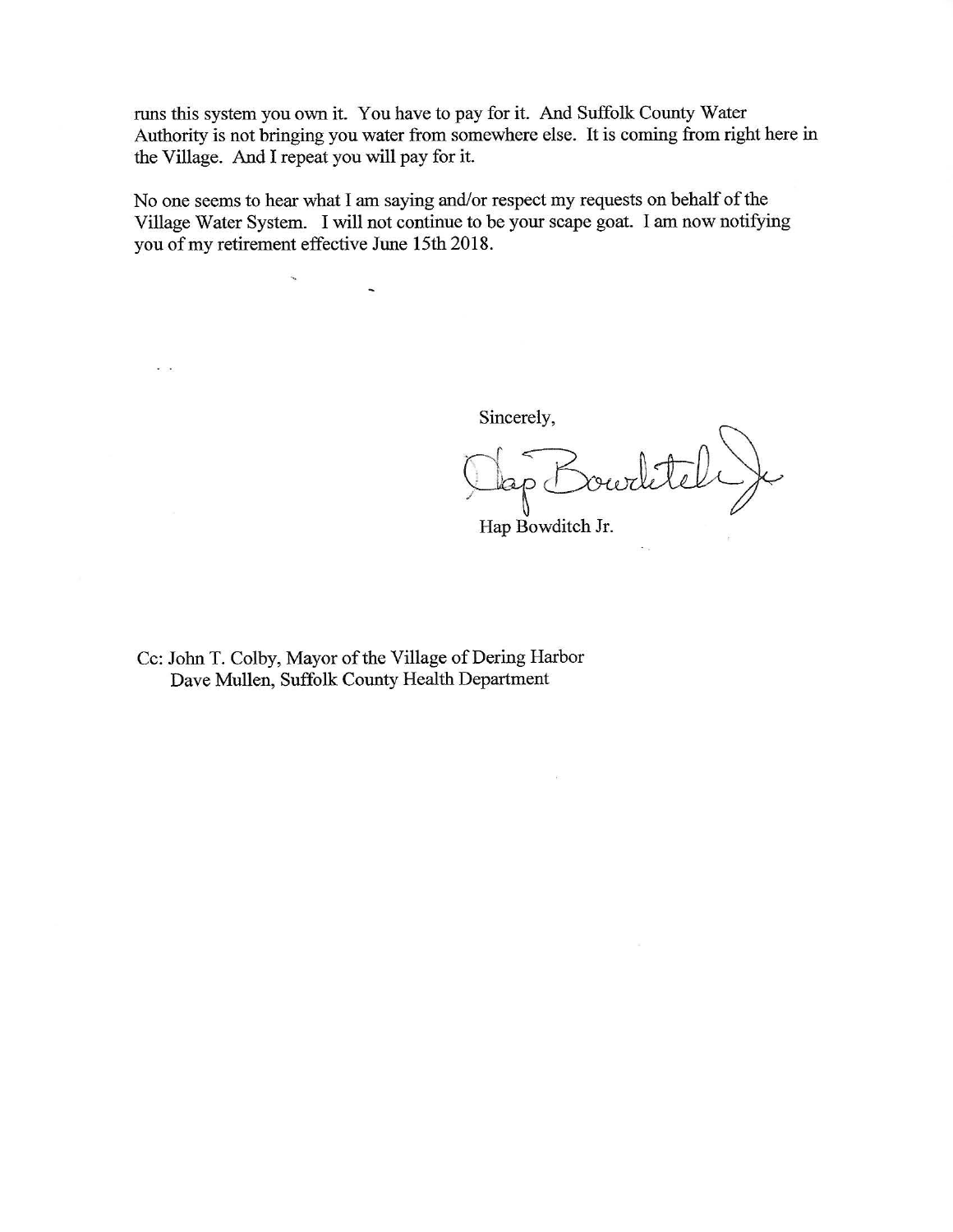runs this system you own it. You have to pay for it. And Suffolk County Water Authority is not bringing you water from somewhere else. It is coming from right here in the Village. And I repeat you will pay for it.

No one seems to hear what I am saying and/or respect my requests on behalf of the Village Water System. I will not continue to be your scape goat. I am now notifying you of my retirement effective June 15th 2018.

Sincerely,

Hap Bowditch Jr.

Cc: John T. Colby, Mayor of the Village of Dering Harbor
Dave Mullen, Suffolk County Health Department